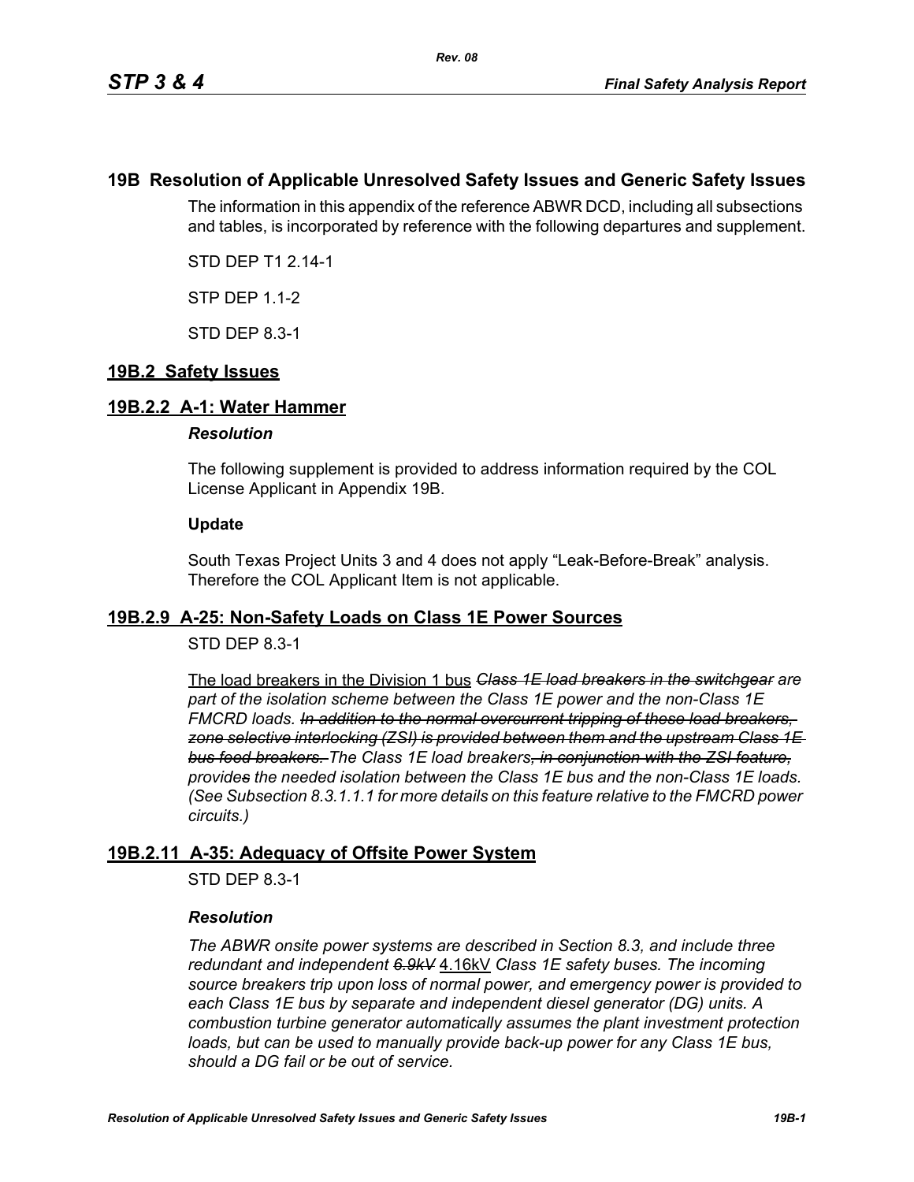# 19B Resolution of Applicable Unresolved Safety Issues and Generic Safety Issues

The information in this appendix of the reference ABWR DCD, including all subsections and tables, is incorporated by reference with the following departures and supplement.

STD DEP T1 2.14-1

STP DEP 1.1-2

STD DEP 8.3-1

## 19B.2 Safety Issues

### 19B.2.2 A-1: Water Hammer

***Resolution***

The following supplement is provided to address information required by the COL License Applicant in Appendix 19B.

**Update**

South Texas Project Units 3 and 4 does not apply "Leak-Before-Break" analysis. Therefore the COL Applicant Item is not applicable.

### 19B.2.9 A-25: Non-Safety Loads on Class 1E Power Sources

STD DEP 8.3-1

The load breakers in the Division 1 bus ~~*Class 1E load breakers in the switchgear*~~ *are part of the isolation scheme between the Class 1E power and the non-Class 1E FMCRD loads.* ~~*In addition to the normal overcurrent tripping of these load breakers, zone selective interlocking (ZSI) is provided between them and the upstream Class 1E bus feed breakers.*~~ *The Class 1E load breaker*~~*s, in conjunction with the ZSI feature,*~~ *provide*~~*s*~~ *the needed isolation between the Class 1E bus and the non-Class 1E loads. (See Subsection 8.3.1.1.1 for more details on this feature relative to the FMCRD power circuits.)*

### 19B.2.11 A-35: Adequacy of Offsite Power System

STD DEP 8.3-1

***Resolution***

*The ABWR onsite power systems are described in Section 8.3, and include three redundant and independent* ~~*6.9kV*~~ 4.16kV *Class 1E safety buses. The incoming source breakers trip upon loss of normal power, and emergency power is provided to each Class 1E bus by separate and independent diesel generator (DG) units. A combustion turbine generator automatically assumes the plant investment protection loads, but can be used to manually provide back-up power for any Class 1E bus, should a DG fail or be out of service.*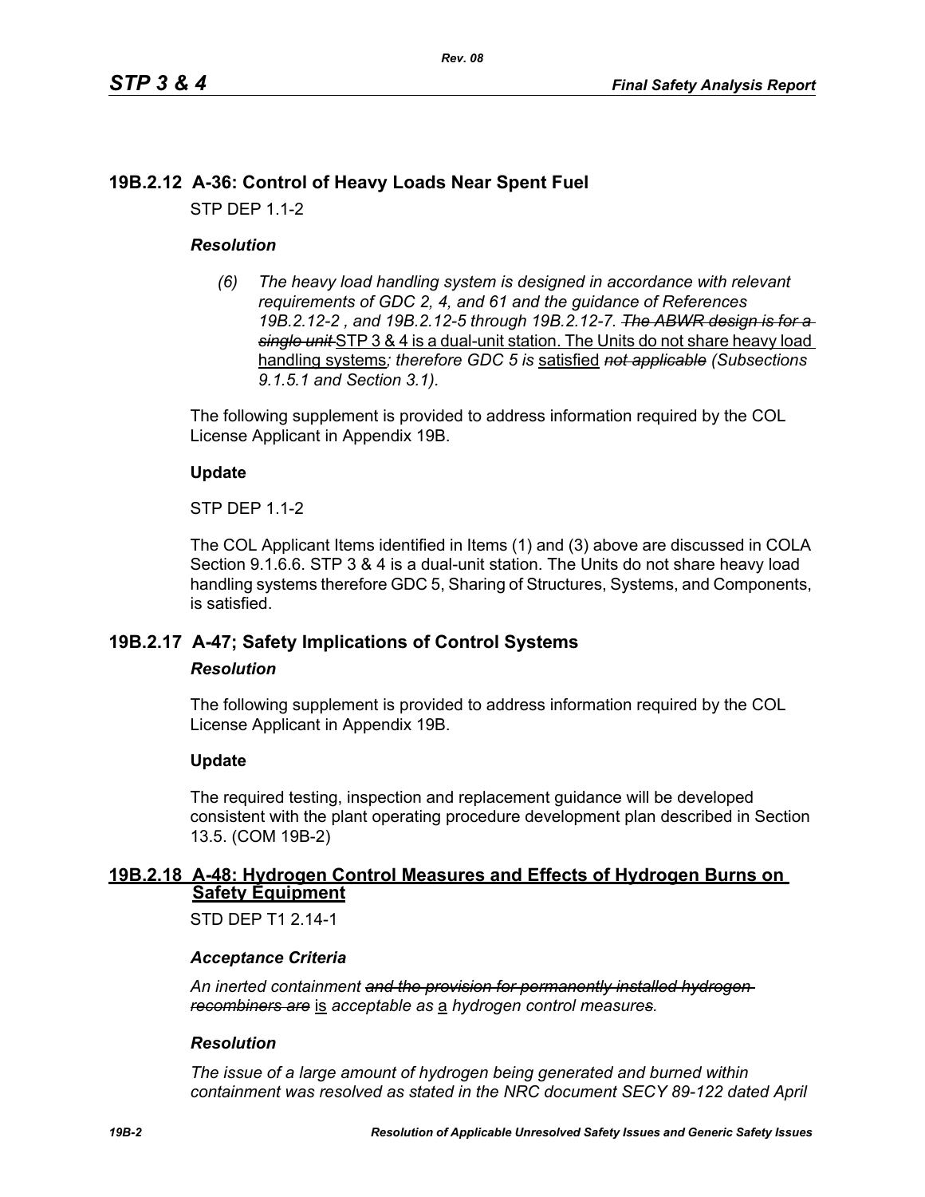## 19B.2.12 A-36: Control of Heavy Loads Near Spent Fuel

STP DEP 1.1-2

### *Resolution*

*(6) The heavy load handling system is designed in accordance with relevant requirements of GDC 2, 4, and 61 and the guidance of References 19B.2.12-2 , and 19B.2.12-5 through 19B.2.12-7.* ~~*The ABWR design is for a single unit*~~ STP 3 & 4 is a dual-unit station. The Units do not share heavy load handling systems*; therefore GDC 5 is* satisfied ~~*not applicable*~~ *(Subsections 9.1.5.1 and Section 3.1).*

The following supplement is provided to address information required by the COL License Applicant in Appendix 19B.

**Update**

STP DEP 1.1-2

The COL Applicant Items identified in Items (1) and (3) above are discussed in COLA Section 9.1.6.6. STP 3 & 4 is a dual-unit station. The Units do not share heavy load handling systems therefore GDC 5, Sharing of Structures, Systems, and Components, is satisfied.

## 19B.2.17 A-47; Safety Implications of Control Systems

### *Resolution*

The following supplement is provided to address information required by the COL License Applicant in Appendix 19B.

**Update**

The required testing, inspection and replacement guidance will be developed consistent with the plant operating procedure development plan described in Section 13.5. (COM 19B-2)

## 19B.2.18 A-48: Hydrogen Control Measures and Effects of Hydrogen Burns on Safety Equipment

STD DEP T1 2.14-1

### *Acceptance Criteria*

*An inerted containment* ~~*and the provision for permanently installed hydrogen recombiners are*~~ is *acceptable as* a *hydrogen control measure*~~*s*~~*.*

### *Resolution*

*The issue of a large amount of hydrogen being generated and burned within containment was resolved as stated in the NRC document SECY 89-122 dated April*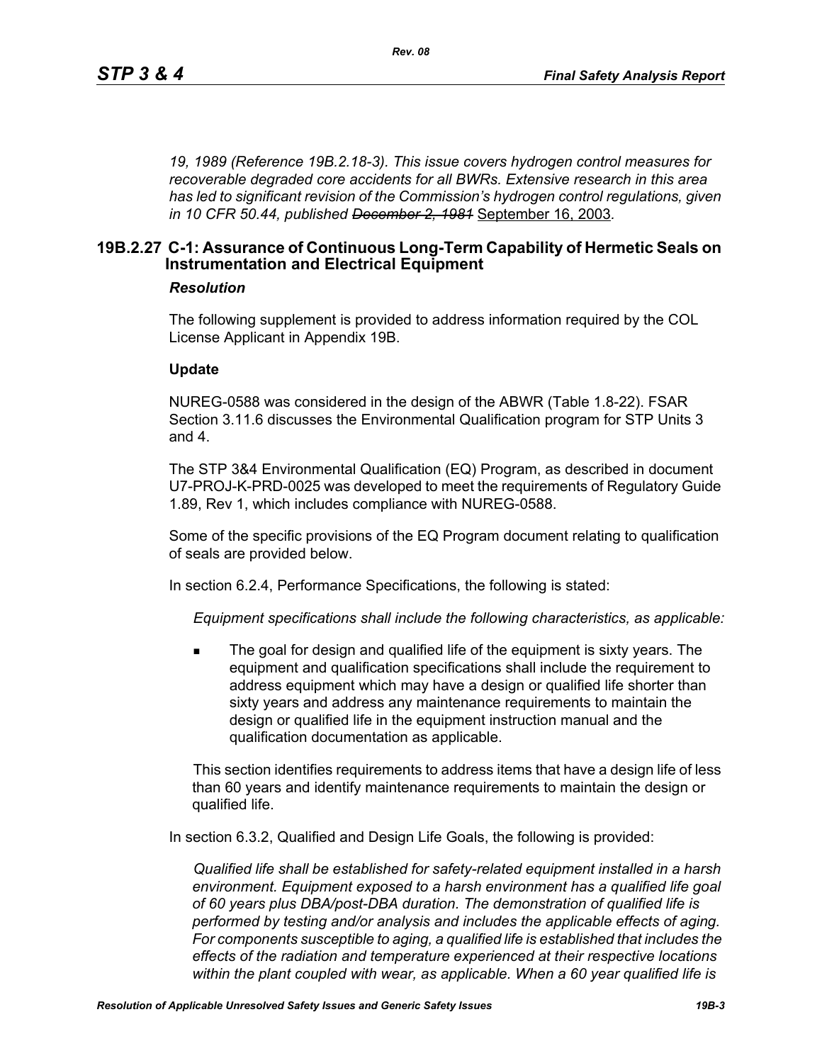*19, 1989 (Reference 19B.2.18-3). This issue covers hydrogen control measures for recoverable degraded core accidents for all BWRs. Extensive research in this area has led to significant revision of the Commission's hydrogen control regulations, given in 10 CFR 50.44, published ~~December 2, 1981~~* September 16, 2003.

## 19B.2.27 C-1: Assurance of Continuous Long-Term Capability of Hermetic Seals on Instrumentation and Electrical Equipment

### *Resolution*

The following supplement is provided to address information required by the COL License Applicant in Appendix 19B.

**Update**

NUREG-0588 was considered in the design of the ABWR (Table 1.8-22). FSAR Section 3.11.6 discusses the Environmental Qualification program for STP Units 3 and 4.

The STP 3&4 Environmental Qualification (EQ) Program, as described in document U7-PROJ-K-PRD-0025 was developed to meet the requirements of Regulatory Guide 1.89, Rev 1, which includes compliance with NUREG-0588.

Some of the specific provisions of the EQ Program document relating to qualification of seals are provided below.

In section 6.2.4, Performance Specifications, the following is stated:

> *Equipment specifications shall include the following characteristics, as applicable:*
>
> - The goal for design and qualified life of the equipment is sixty years. The equipment and qualification specifications shall include the requirement to address equipment which may have a design or qualified life shorter than sixty years and address any maintenance requirements to maintain the design or qualified life in the equipment instruction manual and the qualification documentation as applicable.
>
> This section identifies requirements to address items that have a design life of less than 60 years and identify maintenance requirements to maintain the design or qualified life.

In section 6.3.2, Qualified and Design Life Goals, the following is provided:

> *Qualified life shall be established for safety-related equipment installed in a harsh environment. Equipment exposed to a harsh environment has a qualified life goal of 60 years plus DBA/post-DBA duration. The demonstration of qualified life is performed by testing and/or analysis and includes the applicable effects of aging. For components susceptible to aging, a qualified life is established that includes the effects of the radiation and temperature experienced at their respective locations within the plant coupled with wear, as applicable. When a 60 year qualified life is*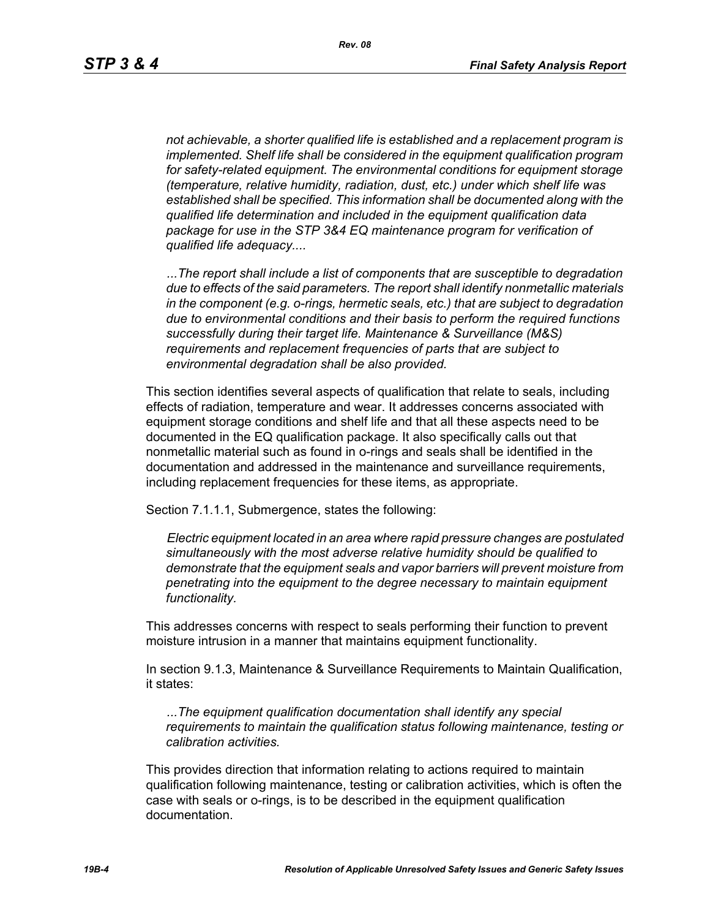*not achievable, a shorter qualified life is established and a replacement program is implemented. Shelf life shall be considered in the equipment qualification program for safety-related equipment. The environmental conditions for equipment storage (temperature, relative humidity, radiation, dust, etc.) under which shelf life was established shall be specified. This information shall be documented along with the qualified life determination and included in the equipment qualification data package for use in the STP 3&4 EQ maintenance program for verification of qualified life adequacy....*

*...The report shall include a list of components that are susceptible to degradation due to effects of the said parameters. The report shall identify nonmetallic materials in the component (e.g. o-rings, hermetic seals, etc.) that are subject to degradation due to environmental conditions and their basis to perform the required functions successfully during their target life. Maintenance & Surveillance (M&S) requirements and replacement frequencies of parts that are subject to environmental degradation shall be also provided.*

This section identifies several aspects of qualification that relate to seals, including effects of radiation, temperature and wear. It addresses concerns associated with equipment storage conditions and shelf life and that all these aspects need to be documented in the EQ qualification package. It also specifically calls out that nonmetallic material such as found in o-rings and seals shall be identified in the documentation and addressed in the maintenance and surveillance requirements, including replacement frequencies for these items, as appropriate.

Section 7.1.1.1, Submergence, states the following:

*Electric equipment located in an area where rapid pressure changes are postulated simultaneously with the most adverse relative humidity should be qualified to demonstrate that the equipment seals and vapor barriers will prevent moisture from penetrating into the equipment to the degree necessary to maintain equipment functionality.*

This addresses concerns with respect to seals performing their function to prevent moisture intrusion in a manner that maintains equipment functionality.

In section 9.1.3, Maintenance & Surveillance Requirements to Maintain Qualification, it states:

*...The equipment qualification documentation shall identify any special requirements to maintain the qualification status following maintenance, testing or calibration activities.*

This provides direction that information relating to actions required to maintain qualification following maintenance, testing or calibration activities, which is often the case with seals or o-rings, is to be described in the equipment qualification documentation.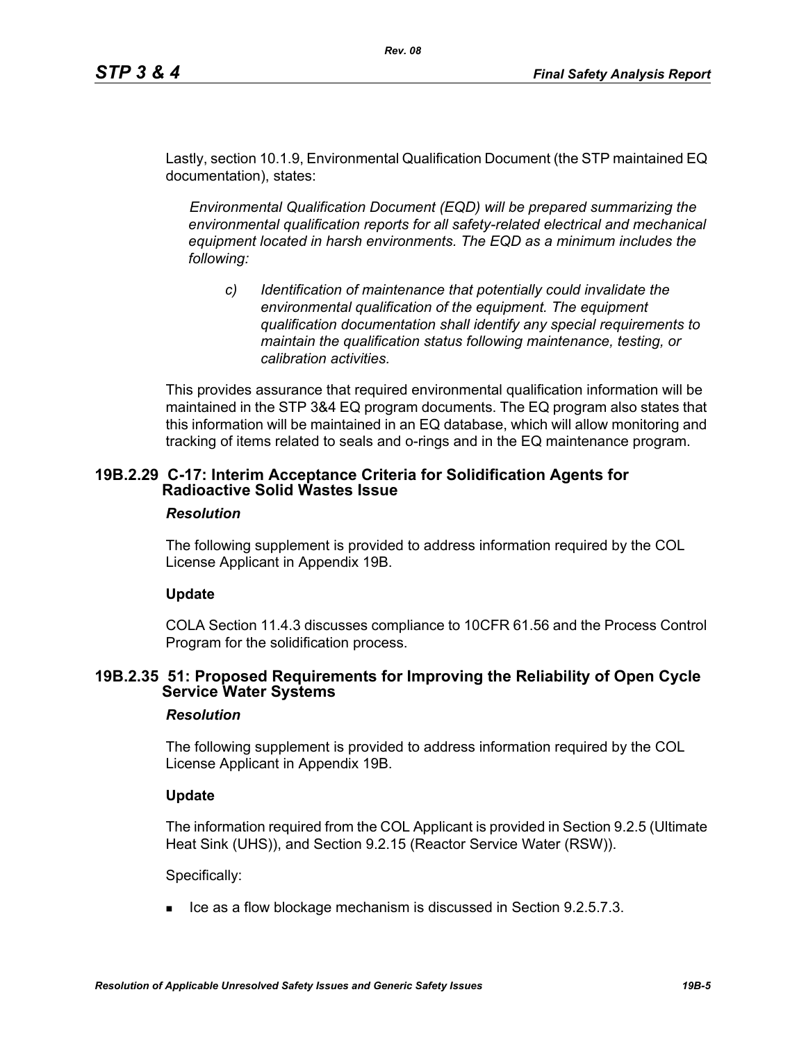Lastly, section 10.1.9, Environmental Qualification Document (the STP maintained EQ documentation), states:

> *Environmental Qualification Document (EQD) will be prepared summarizing the environmental qualification reports for all safety-related electrical and mechanical equipment located in harsh environments. The EQD as a minimum includes the following:*
>
> > *c) Identification of maintenance that potentially could invalidate the environmental qualification of the equipment. The equipment qualification documentation shall identify any special requirements to maintain the qualification status following maintenance, testing, or calibration activities.*

This provides assurance that required environmental qualification information will be maintained in the STP 3&4 EQ program documents. The EQ program also states that this information will be maintained in an EQ database, which will allow monitoring and tracking of items related to seals and o-rings and in the EQ maintenance program.

### 19B.2.29 C-17: Interim Acceptance Criteria for Solidification Agents for Radioactive Solid Wastes Issue

***Resolution***

The following supplement is provided to address information required by the COL License Applicant in Appendix 19B.

**Update**

COLA Section 11.4.3 discusses compliance to 10CFR 61.56 and the Process Control Program for the solidification process.

### 19B.2.35 51: Proposed Requirements for Improving the Reliability of Open Cycle Service Water Systems

***Resolution***

The following supplement is provided to address information required by the COL License Applicant in Appendix 19B.

**Update**

The information required from the COL Applicant is provided in Section 9.2.5 (Ultimate Heat Sink (UHS)), and Section 9.2.15 (Reactor Service Water (RSW)).

Specifically:

- Ice as a flow blockage mechanism is discussed in Section 9.2.5.7.3.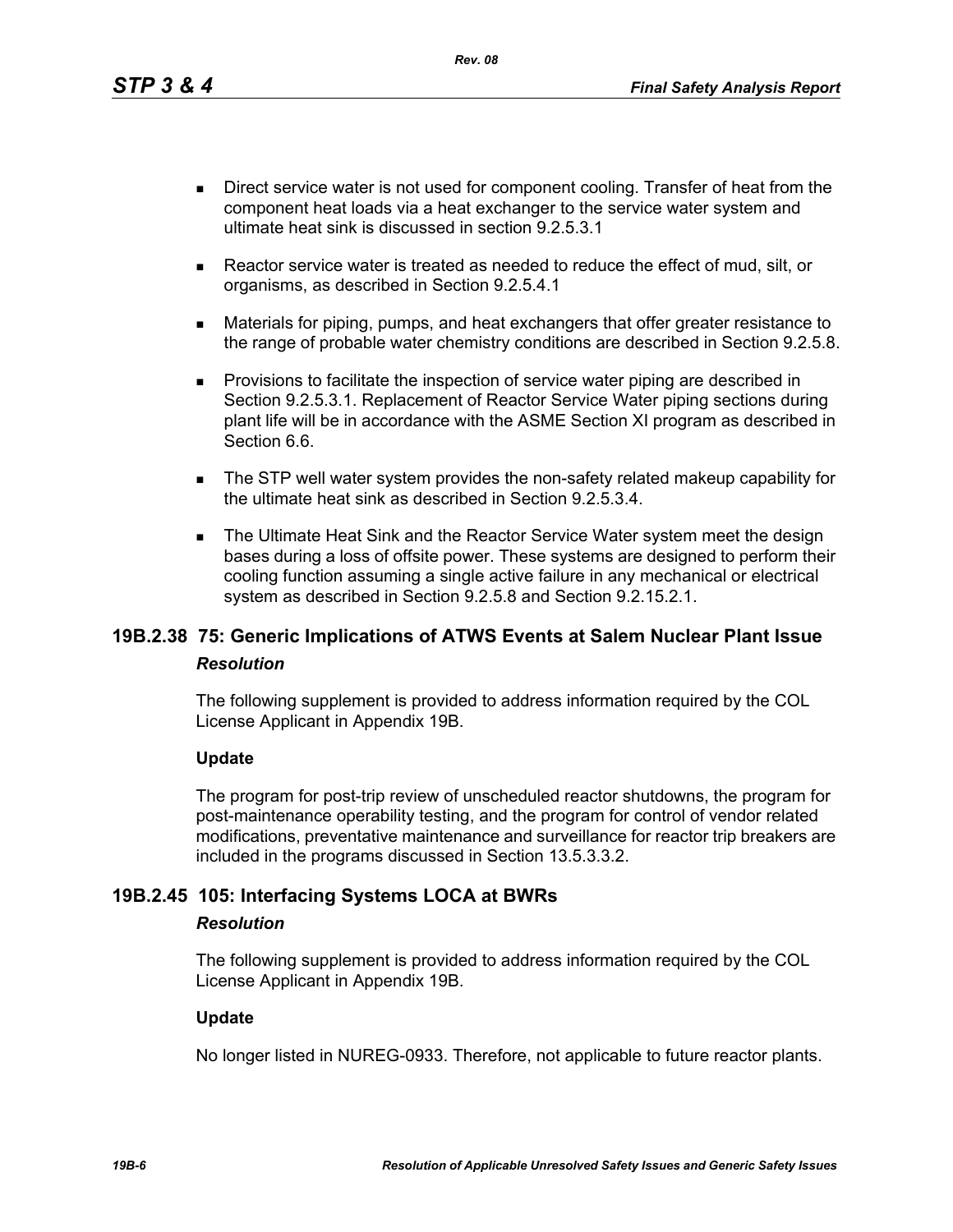- Direct service water is not used for component cooling. Transfer of heat from the component heat loads via a heat exchanger to the service water system and ultimate heat sink is discussed in section 9.2.5.3.1

- Reactor service water is treated as needed to reduce the effect of mud, silt, or organisms, as described in Section 9.2.5.4.1

- Materials for piping, pumps, and heat exchangers that offer greater resistance to the range of probable water chemistry conditions are described in Section 9.2.5.8.

- Provisions to facilitate the inspection of service water piping are described in Section 9.2.5.3.1. Replacement of Reactor Service Water piping sections during plant life will be in accordance with the ASME Section XI program as described in Section 6.6.

- The STP well water system provides the non-safety related makeup capability for the ultimate heat sink as described in Section 9.2.5.3.4.

- The Ultimate Heat Sink and the Reactor Service Water system meet the design bases during a loss of offsite power. These systems are designed to perform their cooling function assuming a single active failure in any mechanical or electrical system as described in Section 9.2.5.8 and Section 9.2.15.2.1.

## 19B.2.38 75: Generic Implications of ATWS Events at Salem Nuclear Plant Issue

***Resolution***

The following supplement is provided to address information required by the COL License Applicant in Appendix 19B.

**Update**

The program for post-trip review of unscheduled reactor shutdowns, the program for post-maintenance operability testing, and the program for control of vendor related modifications, preventative maintenance and surveillance for reactor trip breakers are included in the programs discussed in Section 13.5.3.3.2.

## 19B.2.45 105: Interfacing Systems LOCA at BWRs

***Resolution***

The following supplement is provided to address information required by the COL License Applicant in Appendix 19B.

**Update**

No longer listed in NUREG-0933. Therefore, not applicable to future reactor plants.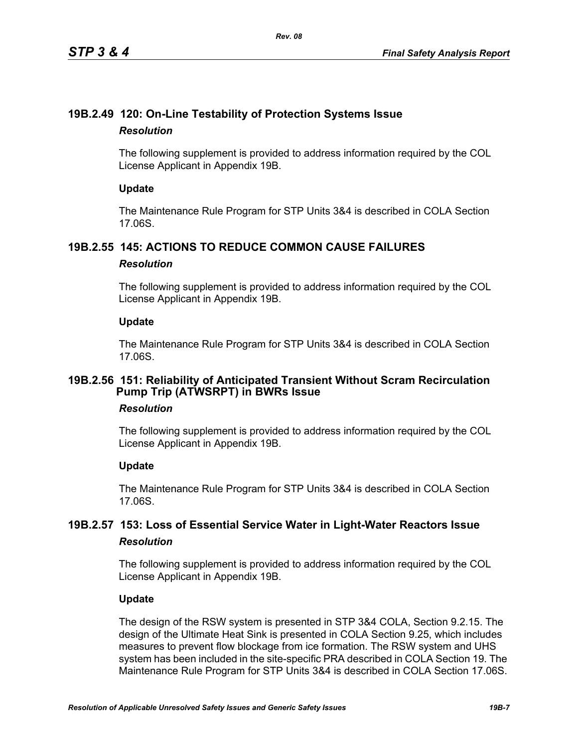## 19B.2.49 120: On-Line Testability of Protection Systems Issue

### *Resolution*

The following supplement is provided to address information required by the COL License Applicant in Appendix 19B.

**Update**

The Maintenance Rule Program for STP Units 3&4 is described in COLA Section 17.06S.

## 19B.2.55 145: ACTIONS TO REDUCE COMMON CAUSE FAILURES

### *Resolution*

The following supplement is provided to address information required by the COL License Applicant in Appendix 19B.

**Update**

The Maintenance Rule Program for STP Units 3&4 is described in COLA Section 17.06S.

## 19B.2.56 151: Reliability of Anticipated Transient Without Scram Recirculation Pump Trip (ATWSRPT) in BWRs Issue

### *Resolution*

The following supplement is provided to address information required by the COL License Applicant in Appendix 19B.

**Update**

The Maintenance Rule Program for STP Units 3&4 is described in COLA Section 17.06S.

## 19B.2.57 153: Loss of Essential Service Water in Light-Water Reactors Issue

### *Resolution*

The following supplement is provided to address information required by the COL License Applicant in Appendix 19B.

**Update**

The design of the RSW system is presented in STP 3&4 COLA, Section 9.2.15. The design of the Ultimate Heat Sink is presented in COLA Section 9.25, which includes measures to prevent flow blockage from ice formation. The RSW system and UHS system has been included in the site-specific PRA described in COLA Section 19. The Maintenance Rule Program for STP Units 3&4 is described in COLA Section 17.06S.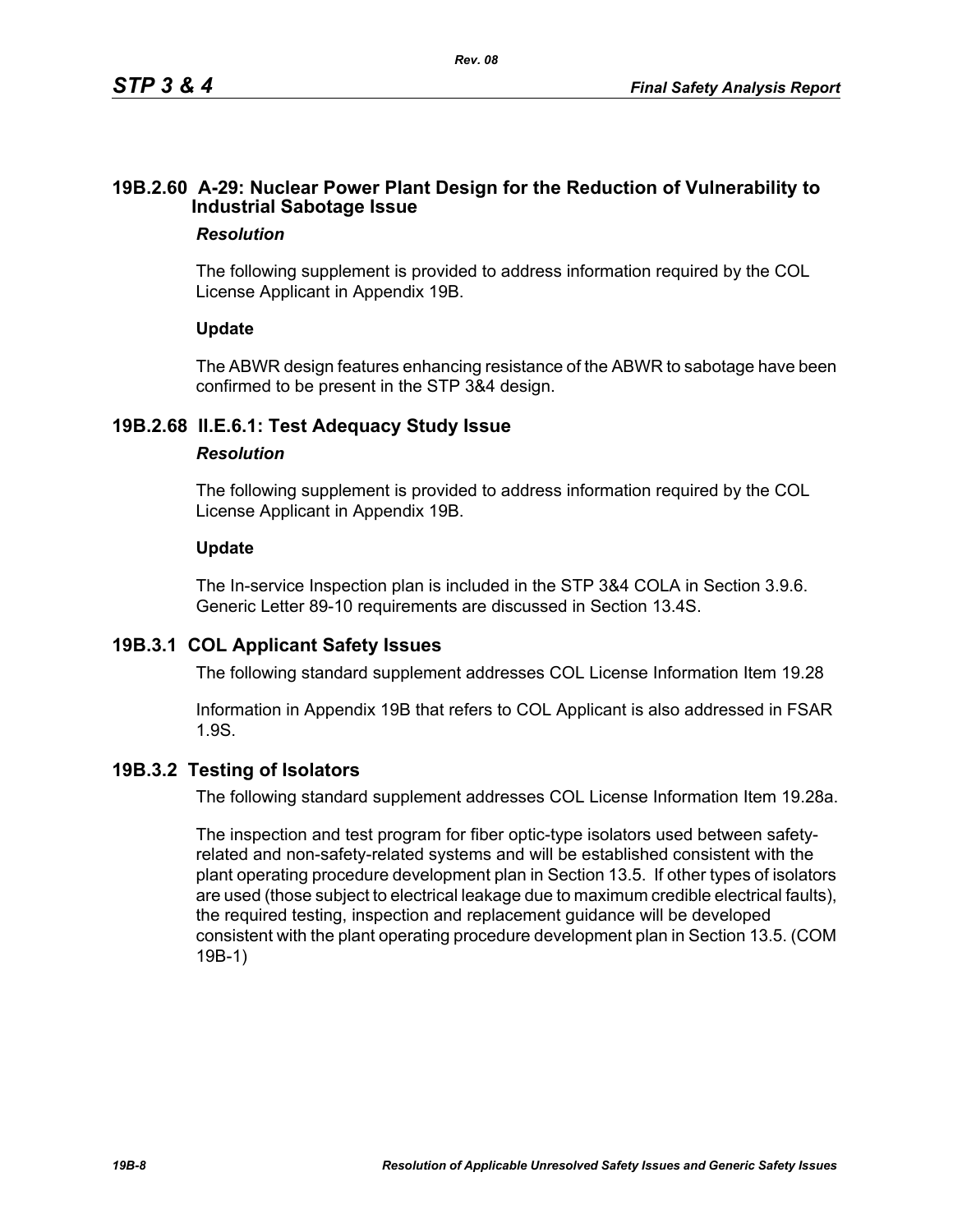### 19B.2.60 A-29: Nuclear Power Plant Design for the Reduction of Vulnerability to Industrial Sabotage Issue

***Resolution***

The following supplement is provided to address information required by the COL License Applicant in Appendix 19B.

**Update**

The ABWR design features enhancing resistance of the ABWR to sabotage have been confirmed to be present in the STP 3&4 design.

### 19B.2.68 II.E.6.1: Test Adequacy Study Issue

***Resolution***

The following supplement is provided to address information required by the COL License Applicant in Appendix 19B.

**Update**

The In-service Inspection plan is included in the STP 3&4 COLA in Section 3.9.6. Generic Letter 89-10 requirements are discussed in Section 13.4S.

### 19B.3.1 COL Applicant Safety Issues

The following standard supplement addresses COL License Information Item 19.28

Information in Appendix 19B that refers to COL Applicant is also addressed in FSAR 1.9S.

### 19B.3.2 Testing of Isolators

The following standard supplement addresses COL License Information Item 19.28a.

The inspection and test program for fiber optic-type isolators used between safety-related and non-safety-related systems and will be established consistent with the plant operating procedure development plan in Section 13.5. If other types of isolators are used (those subject to electrical leakage due to maximum credible electrical faults), the required testing, inspection and replacement guidance will be developed consistent with the plant operating procedure development plan in Section 13.5. (COM 19B-1)